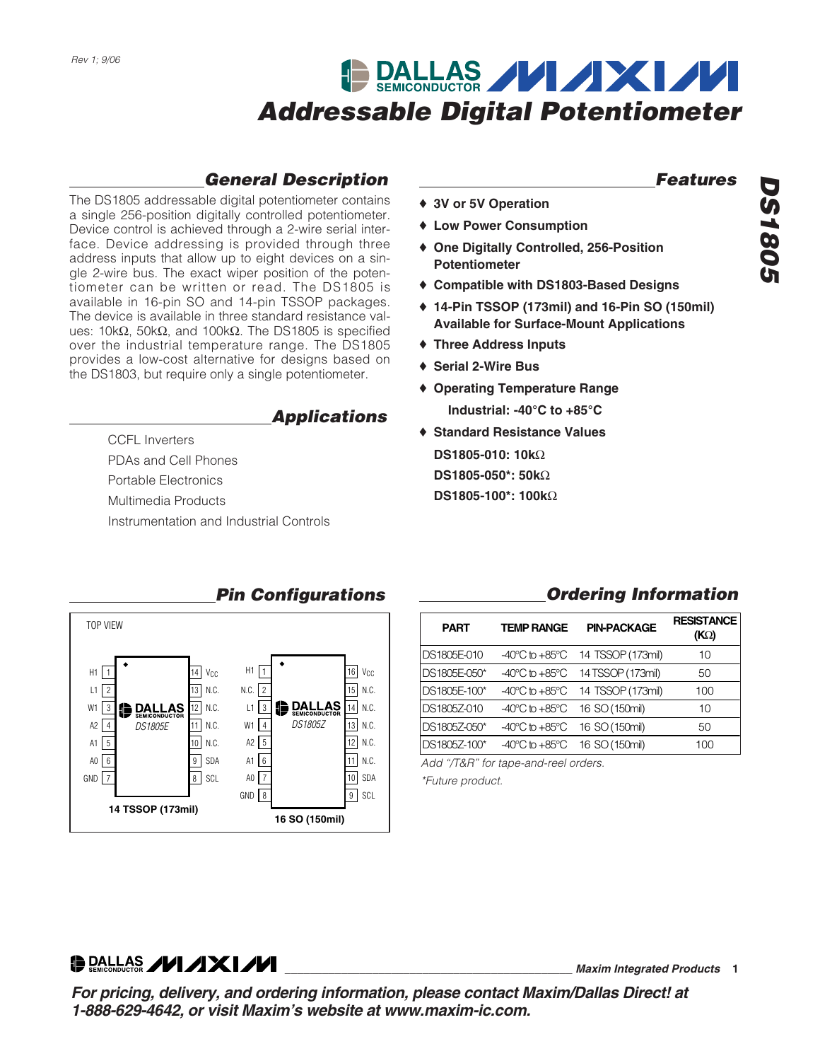# Addressable Digital Potentiometer

# DS1805

## General Description

The DS1805 addressable digital potentiometer contains a single 256-position digitally controlled potentiometer. Device control is achieved through a 2-wire serial interface. Device addressing is provided through three address inputs that allow up to eight devices on a single 2-wire bus. The exact wiper position of the potentiometer can be written or read. The DS1805 is available in 16-pin SO and 14-pin TSSOP packages. The device is available in three standard resistance values: 10kΩ, 50kΩ, and 100kΩ. The DS1805 is specified over the industrial temperature range. The DS1805 provides a low-cost alternative for designs based on the DS1803, but require only a single potentiometer.

## Applications

CCFL Inverters

PDAs and Cell Phones

Portable Electronics

Multimedia Products

Instrumentation and Industrial Controls

## Features

- **3V or 5V Operation**
- **Low Power Consumption**
- **One Digitally Controlled, 256-Position Potentiometer**
- **Compatible with DS1803-Based Designs**
- **14-Pin TSSOP (173mil) and 16-Pin SO (150mil) Available for Surface-Mount Applications**
- **Three Address Inputs**
- **Serial 2-Wire Bus**
- **Operating Temperature Range**
  **Industrial: -40°C to +85°C**
- **Standard Resistance Values**
  **DS1805-010: 10kΩ**
  **DS1805-050*: 50kΩ**
  **DS1805-100*: 100kΩ**

## Pin Configurations

TOP VIEW

**14 TSSOP (173mil)** — DS1805E

| Pin | Name | Pin | Name |
|---|---|---|---|
| 1 | H1 | 14 | $V_{CC}$ |
| 2 | L1 | 13 | N.C. |
| 3 | W1 | 12 | N.C. |
| 4 | A2 | 11 | N.C. |
| 5 | A1 | 10 | N.C. |
| 6 | A0 | 9 | SDA |
| 7 | GND | 8 | SCL |

**16 SO (150mil)** — DS1805Z

| Pin | Name | Pin | Name |
|---|---|---|---|
| 1 | H1 | 16 | $V_{CC}$ |
| 2 | N.C. | 15 | N.C. |
| 3 | L1 | 14 | N.C. |
| 4 | W1 | 13 | N.C. |
| 5 | A2 | 12 | N.C. |
| 6 | A1 | 11 | N.C. |
| 7 | A0 | 10 | SDA |
| 8 | GND | 9 | SCL |

## Ordering Information

| PART | TEMP RANGE | PIN-PACKAGE | RESISTANCE (KΩ) |
|---|---|---|---|
| DS1805E-010 | -40°C to +85°C | 14 TSSOP (173mil) | 10 |
| DS1805E-050* | -40°C to +85°C | 14 TSSOP (173mil) | 50 |
| DS1805E-100* | -40°C to +85°C | 14 TSSOP (173mil) | 100 |
| DS1805Z-010 | -40°C to +85°C | 16 SO (150mil) | 10 |
| DS1805Z-050* | -40°C to +85°C | 16 SO (150mil) | 50 |
| DS1805Z-100* | -40°C to +85°C | 16 SO (150mil) | 100 |

*Add "/T&R" for tape-and-reel orders.*

*\*Future product.*

***For pricing, delivery, and ordering information, please contact Maxim/Dallas Direct! at 1-888-629-4642, or visit Maxim's website at www.maxim-ic.com.***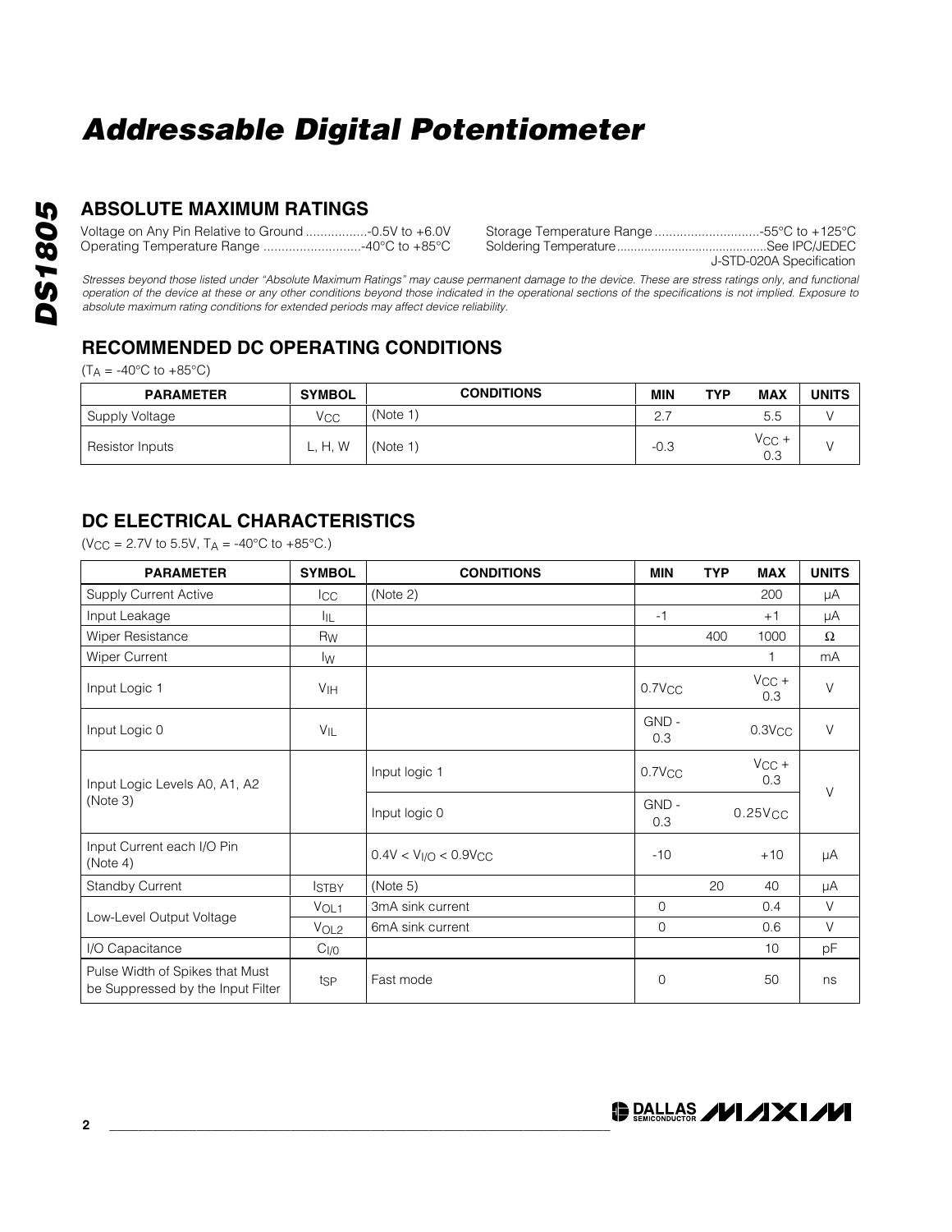# Addressable Digital Potentiometer

## ABSOLUTE MAXIMUM RATINGS

Voltage on Any Pin Relative to Ground ..................-0.5V to +6.0V
Operating Temperature Range ...........................-40°C to +85°C
Storage Temperature Range .............................-55°C to +125°C
Soldering Temperature............................................See IPC/JEDEC J-STD-020A Specification

*Stresses beyond those listed under "Absolute Maximum Ratings" may cause permanent damage to the device. These are stress ratings only, and functional operation of the device at these or any other conditions beyond those indicated in the operational sections of the specifications is not implied. Exposure to absolute maximum rating conditions for extended periods may affect device reliability.*

## RECOMMENDED DC OPERATING CONDITIONS

($T_A$ = -40°C to +85°C)

| PARAMETER | SYMBOL | CONDITIONS | MIN | TYP | MAX | UNITS |
|---|---|---|---|---|---|---|
| Supply Voltage | $V_{CC}$ | (Note 1) | 2.7 | | 5.5 | V |
| Resistor Inputs | L, H, W | (Note 1) | -0.3 | | $V_{CC}$ + 0.3 | V |

## DC ELECTRICAL CHARACTERISTICS

($V_{CC}$ = 2.7V to 5.5V, $T_A$ = -40°C to +85°C.)

| PARAMETER | SYMBOL | CONDITIONS | MIN | TYP | MAX | UNITS |
|---|---|---|---|---|---|---|
| Supply Current Active | $I_{CC}$ | (Note 2) | | | 200 | µA |
| Input Leakage | $I_{IL}$ | | -1 | | +1 | µA |
| Wiper Resistance | $R_W$ | | | 400 | 1000 | Ω |
| Wiper Current | $I_W$ | | | | 1 | mA |
| Input Logic 1 | $V_{IH}$ | | 0.7$V_{CC}$ | | $V_{CC}$ + 0.3 | V |
| Input Logic 0 | $V_{IL}$ | | GND - 0.3 | | 0.3$V_{CC}$ | V |
| Input Logic Levels A0, A1, A2 (Note 3) | | Input logic 1 | 0.7$V_{CC}$ | | $V_{CC}$ + 0.3 | V |
| | | Input logic 0 | GND - 0.3 | | 0.25$V_{CC}$ | |
| Input Current each I/O Pin (Note 4) | | 0.4V < $V_{I/O}$ < 0.9$V_{CC}$ | -10 | | +10 | µA |
| Standby Current | $I_{STBY}$ | (Note 5) | | 20 | 40 | µA |
| Low-Level Output Voltage | $V_{OL1}$ | 3mA sink current | 0 | | 0.4 | V |
| | $V_{OL2}$ | 6mA sink current | 0 | | 0.6 | V |
| I/O Capacitance | $C_{I/0}$ | | | | 10 | pF |
| Pulse Width of Spikes that Must be Suppressed by the Input Filter | $t_{SP}$ | Fast mode | 0 | | 50 | ns |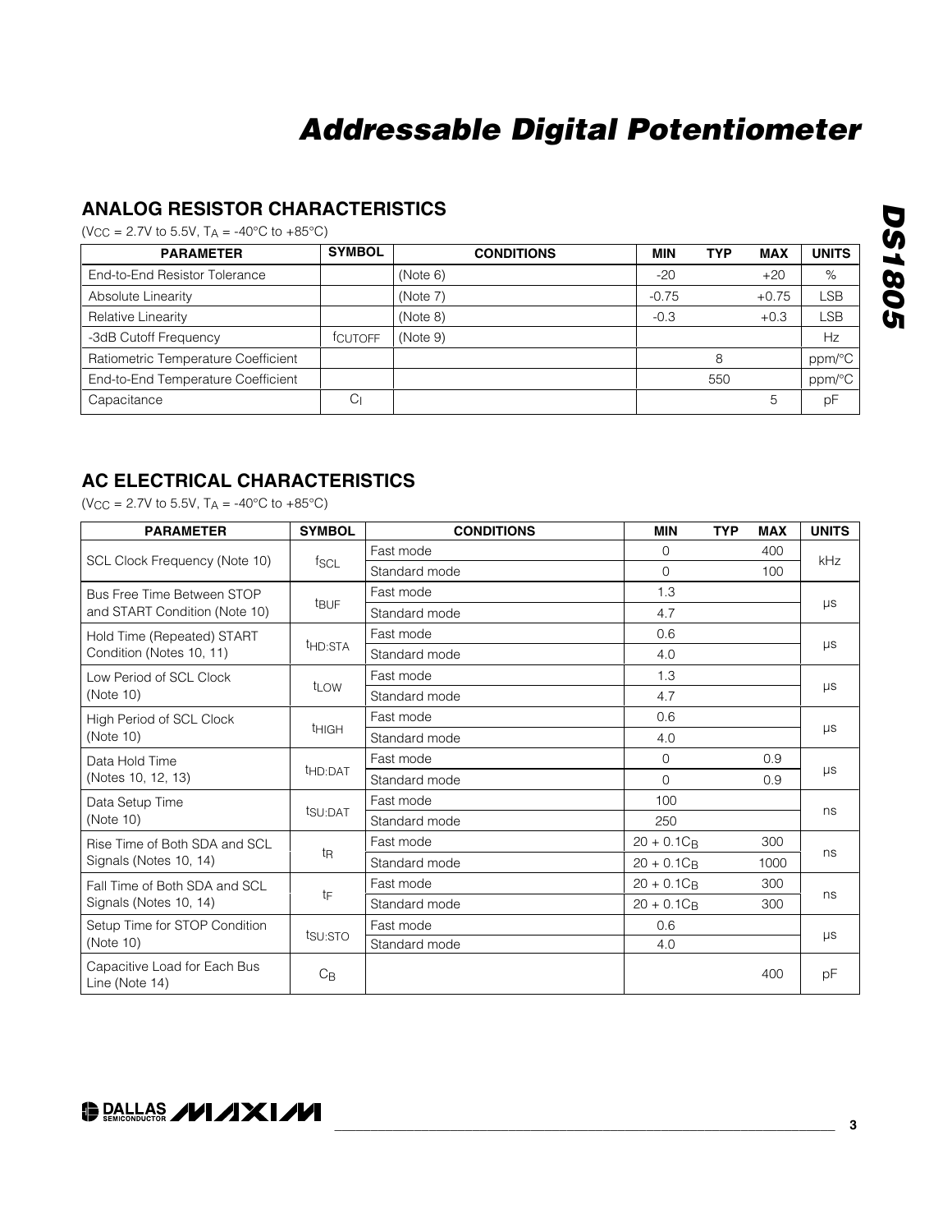## ANALOG RESISTOR CHARACTERISTICS

($V_{CC}$ = 2.7V to 5.5V, $T_A$ = -40°C to +85°C)

| PARAMETER | SYMBOL | CONDITIONS | MIN | TYP | MAX | UNITS |
|---|---|---|---|---|---|---|
| End-to-End Resistor Tolerance | | (Note 6) | -20 | | +20 | % |
| Absolute Linearity | | (Note 7) | -0.75 | | +0.75 | LSB |
| Relative Linearity | | (Note 8) | -0.3 | | +0.3 | LSB |
| -3dB Cutoff Frequency | $f_{CUTOFF}$ | (Note 9) | | | | Hz |
| Ratiometric Temperature Coefficient | | | | 8 | | ppm/°C |
| End-to-End Temperature Coefficient | | | | 550 | | ppm/°C |
| Capacitance | $C_I$ | | | | 5 | pF |

## AC ELECTRICAL CHARACTERISTICS

($V_{CC}$ = 2.7V to 5.5V, $T_A$ = -40°C to +85°C)

| PARAMETER | SYMBOL | CONDITIONS | MIN | TYP | MAX | UNITS |
|---|---|---|---|---|---|---|
| SCL Clock Frequency (Note 10) | $f_{SCL}$ | Fast mode | 0 | | 400 | kHz |
| | | Standard mode | 0 | | 100 | |
| Bus Free Time Between STOP and START Condition (Note 10) | $t_{BUF}$ | Fast mode | 1.3 | | | µs |
| | | Standard mode | 4.7 | | | |
| Hold Time (Repeated) START Condition (Notes 10, 11) | $t_{HD:STA}$ | Fast mode | 0.6 | | | µs |
| | | Standard mode | 4.0 | | | |
| Low Period of SCL Clock (Note 10) | $t_{LOW}$ | Fast mode | 1.3 | | | µs |
| | | Standard mode | 4.7 | | | |
| High Period of SCL Clock (Note 10) | $t_{HIGH}$ | Fast mode | 0.6 | | | µs |
| | | Standard mode | 4.0 | | | |
| Data Hold Time (Notes 10, 12, 13) | $t_{HD:DAT}$ | Fast mode | 0 | | 0.9 | µs |
| | | Standard mode | 0 | | 0.9 | |
| Data Setup Time (Note 10) | $t_{SU:DAT}$ | Fast mode | 100 | | | ns |
| | | Standard mode | 250 | | | |
| Rise Time of Both SDA and SCL Signals (Notes 10, 14) | $t_R$ | Fast mode | $20 + 0.1C_B$ | | 300 | ns |
| | | Standard mode | $20 + 0.1C_B$ | | 1000 | |
| Fall Time of Both SDA and SCL Signals (Notes 10, 14) | $t_F$ | Fast mode | $20 + 0.1C_B$ | | 300 | ns |
| | | Standard mode | $20 + 0.1C_B$ | | 300 | |
| Setup Time for STOP Condition (Note 10) | $t_{SU:STO}$ | Fast mode | 0.6 | | | µs |
| | | Standard mode | 4.0 | | | |
| Capacitive Load for Each Bus Line (Note 14) | $C_B$ | | | | 400 | pF |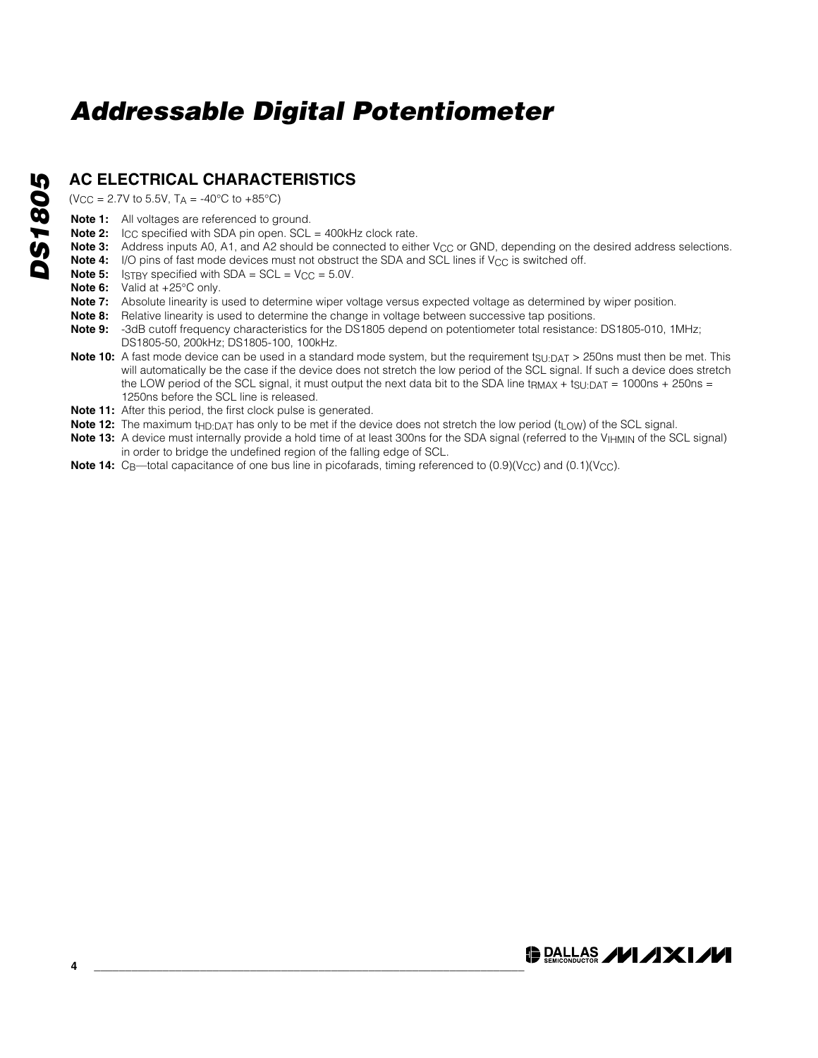## AC ELECTRICAL CHARACTERISTICS

($V_{CC}$ = 2.7V to 5.5V, $T_A$ = -40°C to +85°C)

**Note 1:** All voltages are referenced to ground.

**Note 2:** $I_{CC}$ specified with SDA pin open. SCL = 400kHz clock rate.

**Note 3:** Address inputs A0, A1, and A2 should be connected to either $V_{CC}$ or GND, depending on the desired address selections.

**Note 4:** I/O pins of fast mode devices must not obstruct the SDA and SCL lines if $V_{CC}$ is switched off.

**Note 5:** $I_{STBY}$ specified with SDA = SCL = $V_{CC}$ = 5.0V.

**Note 6:** Valid at +25°C only.

**Note 7:** Absolute linearity is used to determine wiper voltage versus expected voltage as determined by wiper position.

**Note 8:** Relative linearity is used to determine the change in voltage between successive tap positions.

**Note 9:** -3dB cutoff frequency characteristics for the DS1805 depend on potentiometer total resistance: DS1805-010, 1MHz; DS1805-50, 200kHz; DS1805-100, 100kHz.

**Note 10:** A fast mode device can be used in a standard mode system, but the requirement $t_{SU:DAT}$ > 250ns must then be met. This will automatically be the case if the device does not stretch the low period of the SCL signal. If such a device does stretch the LOW period of the SCL signal, it must output the next data bit to the SDA line $t_{RMAX} + t_{SU:DAT}$ = 1000ns + 250ns = 1250ns before the SCL line is released.

**Note 11:** After this period, the first clock pulse is generated.

**Note 12:** The maximum $t_{HD:DAT}$ has only to be met if the device does not stretch the low period ($t_{LOW}$) of the SCL signal.

**Note 13:** A device must internally provide a hold time of at least 300ns for the SDA signal (referred to the $V_{IHMIN}$ of the SCL signal) in order to bridge the undefined region of the falling edge of SCL.

**Note 14:** $C_B$—total capacitance of one bus line in picofarads, timing referenced to $(0.9)(V_{CC})$ and $(0.1)(V_{CC})$.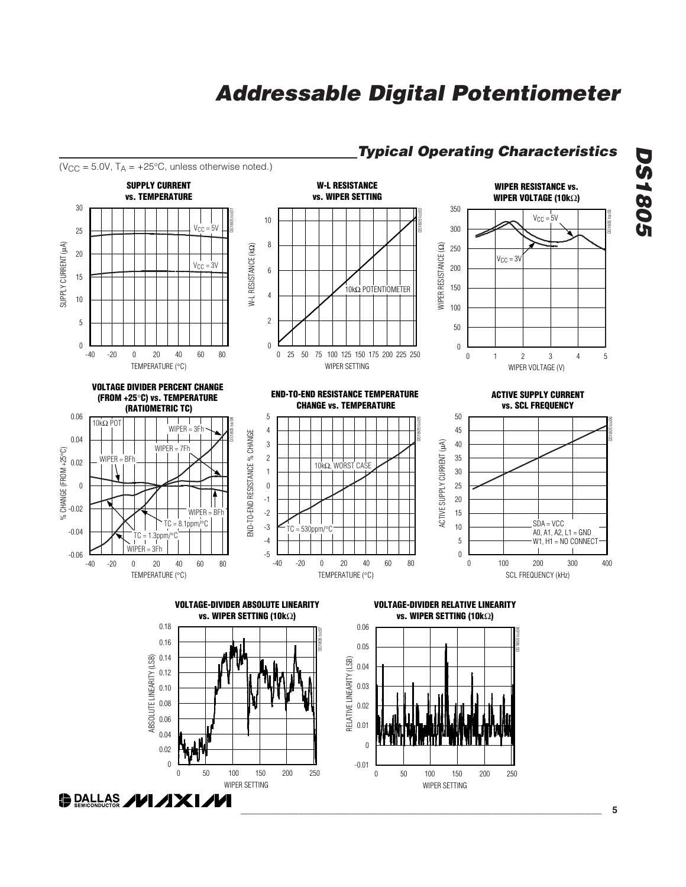## Typical Operating Characteristics

($V_{CC}$ = 5.0V, $T_A$ = +25°C, unless otherwise noted.)

**SUPPLY CURRENT vs. TEMPERATURE**

**W-L RESISTANCE vs. WIPER SETTING**

**WIPER RESISTANCE vs. WIPER VOLTAGE (10kΩ)**

**VOLTAGE DIVIDER PERCENT CHANGE (FROM +25°C) vs. TEMPERATURE (RATIOMETRIC TC)**

**END-TO-END RESISTANCE TEMPERATURE CHANGE vs. TEMPERATURE**

**ACTIVE SUPPLY CURRENT vs. SCL FREQUENCY**

**VOLTAGE-DIVIDER ABSOLUTE LINEARITY vs. WIPER SETTING (10kΩ)**

**VOLTAGE-DIVIDER RELATIVE LINEARITY vs. WIPER SETTING (10kΩ)**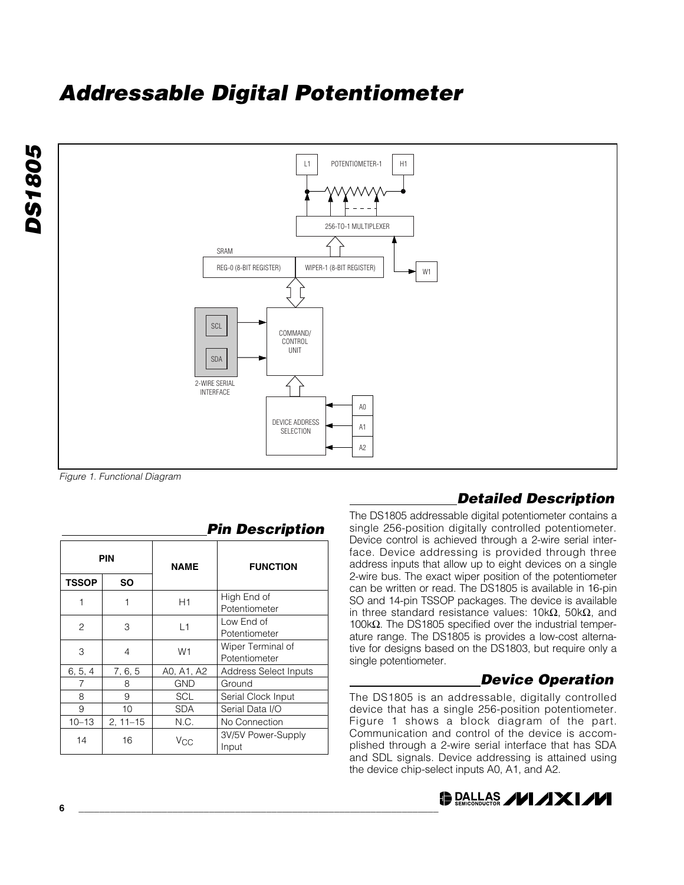# Addressable Digital Potentiometer

Figure 1. Functional Diagram

## Pin Description

| PIN | | NAME | FUNCTION |
|---|---|---|---|
| TSSOP | SO | | |
| 1 | 1 | H1 | High End of Potentiometer |
| 2 | 3 | L1 | Low End of Potentiometer |
| 3 | 4 | W1 | Wiper Terminal of Potentiometer |
| 6, 5, 4 | 7, 6, 5 | A0, A1, A2 | Address Select Inputs |
| 7 | 8 | GND | Ground |
| 8 | 9 | SCL | Serial Clock Input |
| 9 | 10 | SDA | Serial Data I/O |
| 10–13 | 2, 11–15 | N.C. | No Connection |
| 14 | 16 | $V_{CC}$ | 3V/5V Power-Supply Input |

## Detailed Description

The DS1805 addressable digital potentiometer contains a single 256-position digitally controlled potentiometer. Device control is achieved through a 2-wire serial interface. Device addressing is provided through three address inputs that allow up to eight devices on a single 2-wire bus. The exact wiper position of the potentiometer can be written or read. The DS1805 is available in 16-pin SO and 14-pin TSSOP packages. The device is available in three standard resistance values: 10kΩ, 50kΩ, and 100kΩ. The DS1805 specified over the industrial temperature range. The DS1805 is provides a low-cost alternative for designs based on the DS1803, but require only a single potentiometer.

## Device Operation

The DS1805 is an addressable, digitally controlled device that has a single 256-position potentiometer. Figure 1 shows a block diagram of the part. Communication and control of the device is accomplished through a 2-wire serial interface that has SDA and SDL signals. Device addressing is attained using the device chip-select inputs A0, A1, and A2.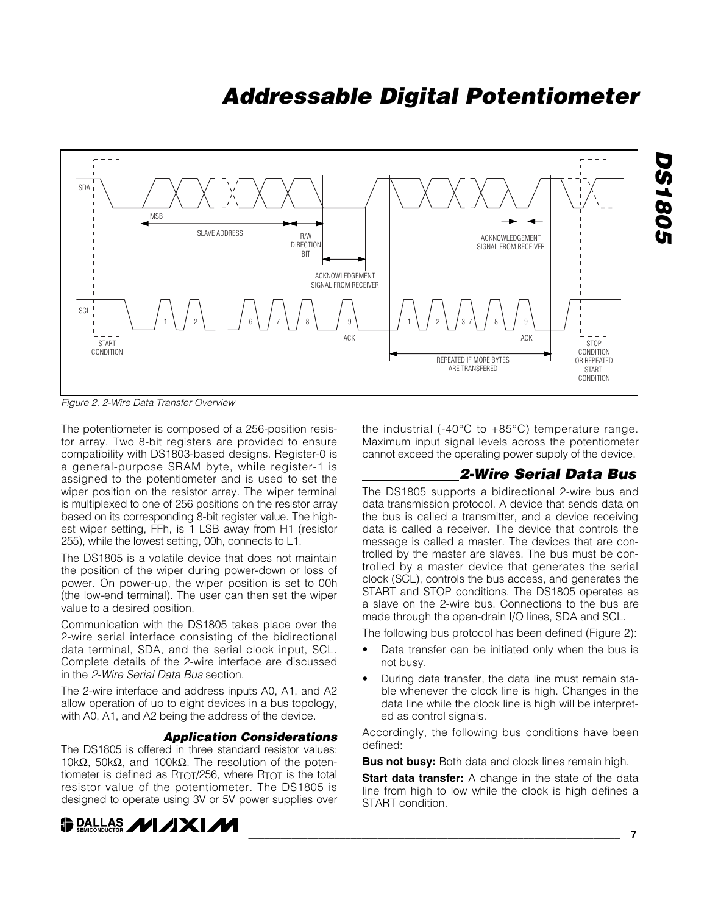Figure 2. 2-Wire Data Transfer Overview

The potentiometer is composed of a 256-position resistor array. Two 8-bit registers are provided to ensure compatibility with DS1803-based designs. Register-0 is a general-purpose SRAM byte, while register-1 is assigned to the potentiometer and is used to set the wiper position on the resistor array. The wiper terminal is multiplexed to one of 256 positions on the resistor array based on its corresponding 8-bit register value. The highest wiper setting, FFh, is 1 LSB away from H1 (resistor 255), while the lowest setting, 00h, connects to L1.

The DS1805 is a volatile device that does not maintain the position of the wiper during power-down or loss of power. On power-up, the wiper position is set to 00h (the low-end terminal). The user can then set the wiper value to a desired position.

Communication with the DS1805 takes place over the 2-wire serial interface consisting of the bidirectional data terminal, SDA, and the serial clock input, SCL. Complete details of the 2-wire interface are discussed in the *2-Wire Serial Data Bus* section.

The 2-wire interface and address inputs A0, A1, and A2 allow operation of up to eight devices in a bus topology, with A0, A1, and A2 being the address of the device.

### Application Considerations

The DS1805 is offered in three standard resistor values: 10kΩ, 50kΩ, and 100kΩ. The resolution of the potentiometer is defined as $R_{TOT}/256$, where $R_{TOT}$ is the total resistor value of the potentiometer. The DS1805 is designed to operate using 3V or 5V power supplies over the industrial (-40°C to +85°C) temperature range. Maximum input signal levels across the potentiometer cannot exceed the operating power supply of the device.

## 2-Wire Serial Data Bus

The DS1805 supports a bidirectional 2-wire bus and data transmission protocol. A device that sends data on the bus is called a transmitter, and a device receiving data is called a receiver. The device that controls the message is called a master. The devices that are controlled by the master are slaves. The bus must be controlled by a master device that generates the serial clock (SCL), controls the bus access, and generates the START and STOP conditions. The DS1805 operates as a slave on the 2-wire bus. Connections to the bus are made through the open-drain I/O lines, SDA and SCL.

The following bus protocol has been defined (Figure 2):

- Data transfer can be initiated only when the bus is not busy.
- During data transfer, the data line must remain stable whenever the clock line is high. Changes in the data line while the clock line is high will be interpreted as control signals.

Accordingly, the following bus conditions have been defined:

**Bus not busy:** Both data and clock lines remain high.

**Start data transfer:** A change in the state of the data line from high to low while the clock is high defines a START condition.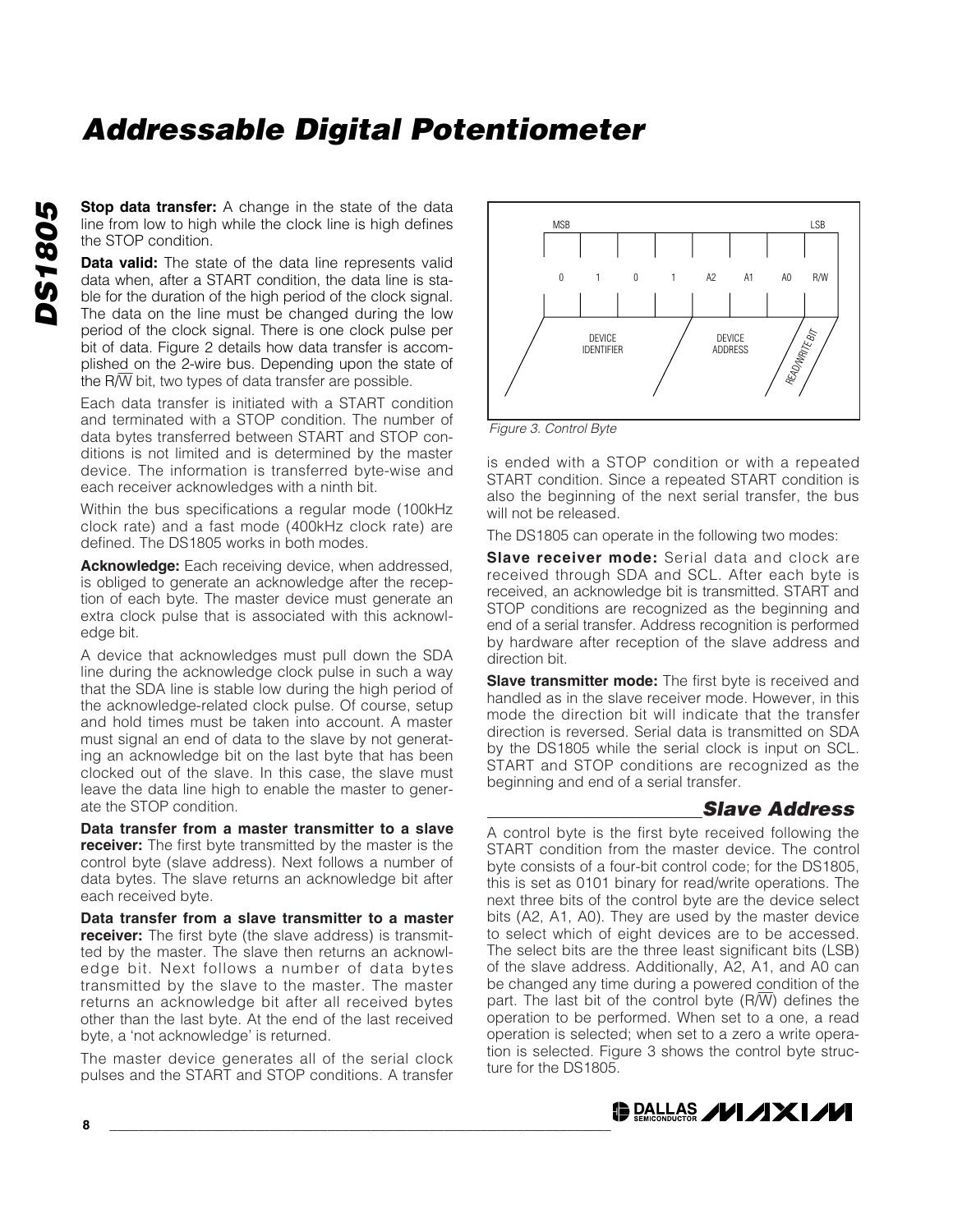# Addressable Digital Potentiometer

**Stop data transfer:** A change in the state of the data line from low to high while the clock line is high defines the STOP condition.

**Data valid:** The state of the data line represents valid data when, after a START condition, the data line is stable for the duration of the high period of the clock signal. The data on the line must be changed during the low period of the clock signal. There is one clock pulse per bit of data. Figure 2 details how data transfer is accomplished on the 2-wire bus. Depending upon the state of the R/W̄ bit, two types of data transfer are possible.

Each data transfer is initiated with a START condition and terminated with a STOP condition. The number of data bytes transferred between START and STOP conditions is not limited and is determined by the master device. The information is transferred byte-wise and each receiver acknowledges with a ninth bit.

Within the bus specifications a regular mode (100kHz clock rate) and a fast mode (400kHz clock rate) are defined. The DS1805 works in both modes.

**Acknowledge:** Each receiving device, when addressed, is obliged to generate an acknowledge after the reception of each byte. The master device must generate an extra clock pulse that is associated with this acknowledge bit.

A device that acknowledges must pull down the SDA line during the acknowledge clock pulse in such a way that the SDA line is stable low during the high period of the acknowledge-related clock pulse. Of course, setup and hold times must be taken into account. A master must signal an end of data to the slave by not generating an acknowledge bit on the last byte that has been clocked out of the slave. In this case, the slave must leave the data line high to enable the master to generate the STOP condition.

**Data transfer from a master transmitter to a slave receiver:** The first byte transmitted by the master is the control byte (slave address). Next follows a number of data bytes. The slave returns an acknowledge bit after each received byte.

**Data transfer from a slave transmitter to a master receiver:** The first byte (the slave address) is transmitted by the master. The slave then returns an acknowledge bit. Next follows a number of data bytes transmitted by the slave to the master. The master returns an acknowledge bit after all received bytes other than the last byte. At the end of the last received byte, a 'not acknowledge' is returned.

The master device generates all of the serial clock pulses and the START and STOP conditions. A transfer is ended with a STOP condition or with a repeated START condition. Since a repeated START condition is also the beginning of the next serial transfer, the bus will not be released.

| MSB | | | | | | | LSB |
|---|---|---|---|---|---|---|---|
| 0 | 1 | 0 | 1 | A2 | A1 | A0 | R/W |
| DEVICE IDENTIFIER | | | | DEVICE ADDRESS | | | READ/WRITE BIT |

*Figure 3. Control Byte*

The DS1805 can operate in the following two modes:

**Slave receiver mode:** Serial data and clock are received through SDA and SCL. After each byte is received, an acknowledge bit is transmitted. START and STOP conditions are recognized as the beginning and end of a serial transfer. Address recognition is performed by hardware after reception of the slave address and direction bit.

**Slave transmitter mode:** The first byte is received and handled as in the slave receiver mode. However, in this mode the direction bit will indicate that the transfer direction is reversed. Serial data is transmitted on SDA by the DS1805 while the serial clock is input on SCL. START and STOP conditions are recognized as the beginning and end of a serial transfer.

## Slave Address

A control byte is the first byte received following the START condition from the master device. The control byte consists of a four-bit control code; for the DS1805, this is set as 0101 binary for read/write operations. The next three bits of the control byte are the device select bits (A2, A1, A0). They are used by the master device to select which of eight devices are to be accessed. The select bits are the three least significant bits (LSB) of the slave address. Additionally, A2, A1, and A0 can be changed any time during a powered condition of the part. The last bit of the control byte (R/W̄) defines the operation to be performed. When set to a one, a read operation is selected; when set to a zero a write operation is selected. Figure 3 shows the control byte structure for the DS1805.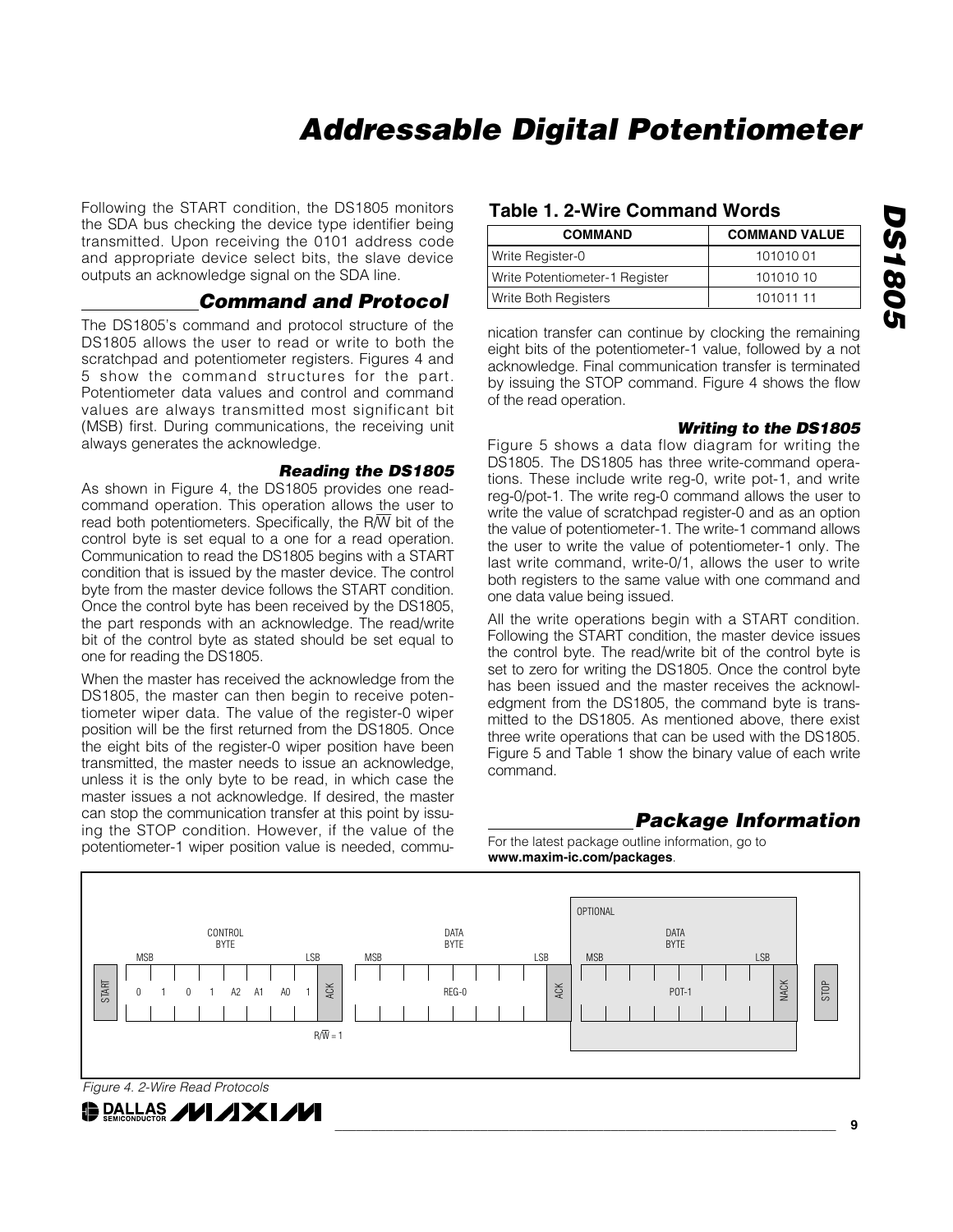Following the START condition, the DS1805 monitors the SDA bus checking the device type identifier being transmitted. Upon receiving the 0101 address code and appropriate device select bits, the slave device outputs an acknowledge signal on the SDA line.

## Command and Protocol

The DS1805's command and protocol structure of the DS1805 allows the user to read or write to both the scratchpad and potentiometer registers. Figures 4 and 5 show the command structures for the part. Potentiometer data values and control and command values are always transmitted most significant bit (MSB) first. During communications, the receiving unit always generates the acknowledge.

### Reading the DS1805

As shown in Figure 4, the DS1805 provides one read-command operation. This operation allows the user to read both potentiometers. Specifically, the R/$\overline{W}$ bit of the control byte is set equal to a one for a read operation. Communication to read the DS1805 begins with a START condition that is issued by the master device. The control byte from the master device follows the START condition. Once the control byte has been received by the DS1805, the part responds with an acknowledge. The read/write bit of the control byte as stated should be set equal to one for reading the DS1805.

When the master has received the acknowledge from the DS1805, the master can then begin to receive potentiometer wiper data. The value of the register-0 wiper position will be the first returned from the DS1805. Once the eight bits of the register-0 wiper position have been transmitted, the master needs to issue an acknowledge, unless it is the only byte to be read, in which case the master issues a not acknowledge. If desired, the master can stop the communication transfer at this point by issuing the STOP condition. However, if the value of the potentiometer-1 wiper position value is needed, communication transfer can continue by clocking the remaining eight bits of the potentiometer-1 value, followed by a not acknowledge. Final communication transfer is terminated by issuing the STOP command. Figure 4 shows the flow of the read operation.

**Table 1. 2-Wire Command Words**

| COMMAND | COMMAND VALUE |
|---|---|
| Write Register-0 | 101010 01 |
| Write Potentiometer-1 Register | 101010 10 |
| Write Both Registers | 101011 11 |

### Writing to the DS1805

Figure 5 shows a data flow diagram for writing the DS1805. The DS1805 has three write-command operations. These include write reg-0, write pot-1, and write reg-0/pot-1. The write reg-0 command allows the user to write the value of scratchpad register-0 and as an option the value of potentiometer-1. The write-1 command allows the user to write the value of potentiometer-1 only. The last write command, write-0/1, allows the user to write both registers to the same value with one command and one data value being issued.

All the write operations begin with a START condition. Following the START condition, the master device issues the control byte. The read/write bit of the control byte is set to zero for writing the DS1805. Once the control byte has been issued and the master receives the acknowledgment from the DS1805, the command byte is transmitted to the DS1805. As mentioned above, there exist three write operations that can be used with the DS1805. Figure 5 and Table 1 show the binary value of each write command.

## Package Information

For the latest package outline information, go to **www.maxim-ic.com/packages**.

START | CONTROL BYTE (MSB) 0 1 0 1 A2 A1 A0 1 (LSB) | ACK | DATA BYTE (MSB) REG-0 (LSB) | ACK | OPTIONAL: DATA BYTE (MSB) POT-1 (LSB) | NACK | STOP

R/$\overline{W}$ = 1

*Figure 4. 2-Wire Read Protocols*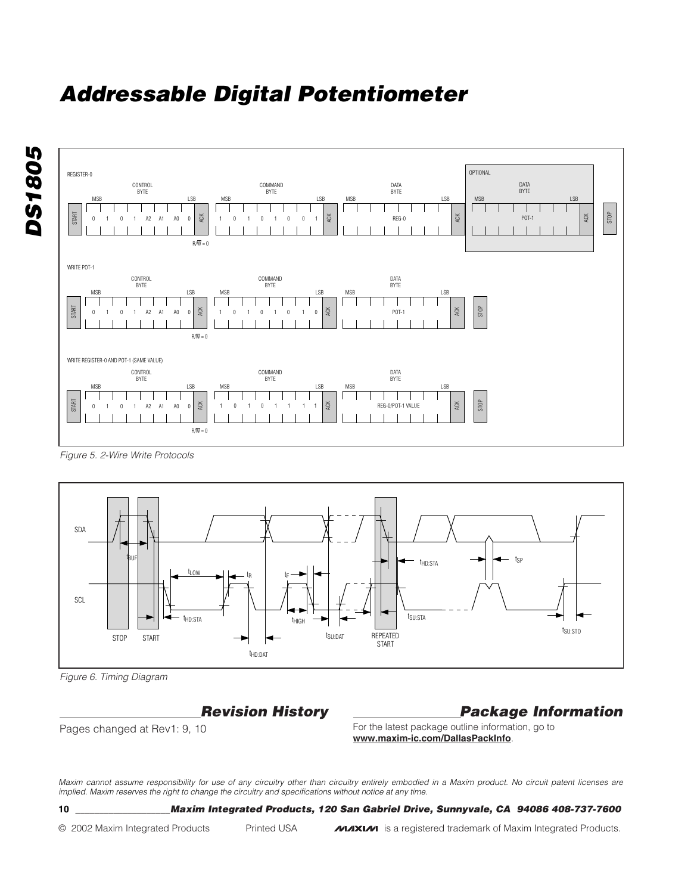# Addressable Digital Potentiometer

REGISTER-0

CONTROL BYTE

MSB LSB

START 0 1 0 1 A2 A1 A0 0 ACK

R/W = 0

COMMAND BYTE

MSB LSB

1 0 1 0 1 0 0 1 ACK

DATA BYTE

MSB LSB

REG-0 ACK

OPTIONAL

DATA BYTE

MSB LSB

POT-1 ACK STOP

WRITE POT-1

CONTROL BYTE

MSB LSB

START 0 1 0 1 A2 A1 A0 0 ACK

R/W = 0

COMMAND BYTE

MSB LSB

1 0 1 0 1 0 1 0 ACK

DATA BYTE

MSB LSB

POT-1 ACK STOP

WRITE REGISTER-0 AND POT-1 (SAME VALUE)

CONTROL BYTE

MSB LSB

START 0 1 0 1 A2 A1 A0 0 ACK

R/W = 0

COMMAND BYTE

MSB LSB

1 0 1 0 1 1 1 1 ACK

DATA BYTE

MSB LSB

REG-0/POT-1 VALUE ACK STOP

*Figure 5. 2-Wire Write Protocols*

SDA

SCL

$t_{BUF}$

$t_{LOW}$

$t_R$

$t_F$

$t_{HD:STA}$

$t_{HIGH}$

$t_{HD:DAT}$

$t_{SU:DAT}$

$t_{HD:STA}$

$t_{SU:STA}$

$t_{SP}$

$t_{SU:STO}$

STOP START

REPEATED START

*Figure 6. Timing Diagram*

## Revision History

Pages changed at Rev1: 9, 10

## Package Information

For the latest package outline information, go to **www.maxim-ic.com/DallasPackInfo**.

*Maxim cannot assume responsibility for use of any circuitry other than circuitry entirely embodied in a Maxim product. No circuit patent licenses are implied. Maxim reserves the right to change the circuitry and specifications without notice at any time.*

***Maxim Integrated Products, 120 San Gabriel Drive, Sunnyvale, CA 94086 408-737-7600***

© 2002 Maxim Integrated Products Printed USA MAXIM is a registered trademark of Maxim Integrated Products.